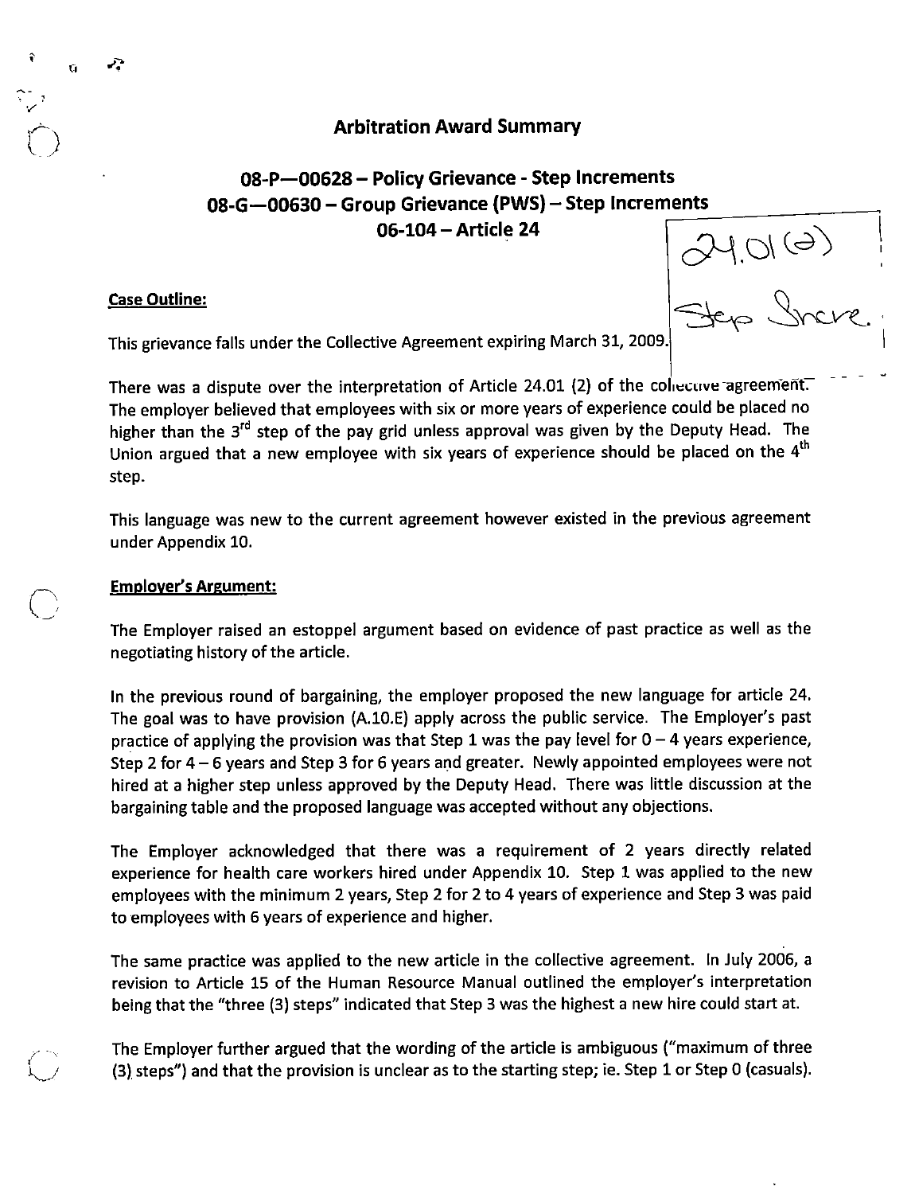# Arbitration Award Summary

## 08-P—00628 – Policy Grievance - Step Increments
## 08-G—00630 – Group Grievance (PWS) – Step Increments
## 06-104 – Article 24

24.01(2)
Step Incre.

**Case Outline:**

This grievance falls under the Collective Agreement expiring March 31, 2009.

There was a dispute over the interpretation of Article 24.01 (2) of the collective agreement. The employer believed that employees with six or more years of experience could be placed no higher than the 3rd step of the pay grid unless approval was given by the Deputy Head. The Union argued that a new employee with six years of experience should be placed on the 4th step.

This language was new to the current agreement however existed in the previous agreement under Appendix 10.

**Employer's Argument:**

The Employer raised an estoppel argument based on evidence of past practice as well as the negotiating history of the article.

In the previous round of bargaining, the employer proposed the new language for article 24. The goal was to have provision (A.10.E) apply across the public service. The Employer's past practice of applying the provision was that Step 1 was the pay level for 0 – 4 years experience, Step 2 for 4 – 6 years and Step 3 for 6 years and greater. Newly appointed employees were not hired at a higher step unless approved by the Deputy Head. There was little discussion at the bargaining table and the proposed language was accepted without any objections.

The Employer acknowledged that there was a requirement of 2 years directly related experience for health care workers hired under Appendix 10. Step 1 was applied to the new employees with the minimum 2 years, Step 2 for 2 to 4 years of experience and Step 3 was paid to employees with 6 years of experience and higher.

The same practice was applied to the new article in the collective agreement. In July 2006, a revision to Article 15 of the Human Resource Manual outlined the employer's interpretation being that the "three (3) steps" indicated that Step 3 was the highest a new hire could start at.

The Employer further argued that the wording of the article is ambiguous ("maximum of three (3) steps") and that the provision is unclear as to the starting step; ie. Step 1 or Step 0 (casuals).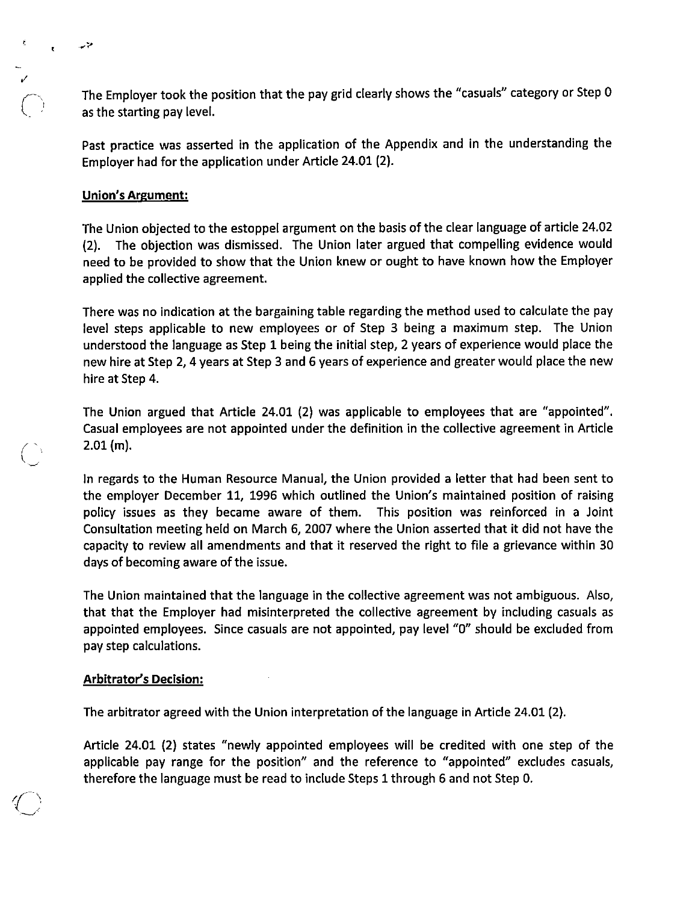The Employer took the position that the pay grid clearly shows the "casuals" category or Step 0 as the starting pay level.

Past practice was asserted in the application of the Appendix and in the understanding the Employer had for the application under Article 24.01 (2).

**Union's Argument:**

The Union objected to the estoppel argument on the basis of the clear language of article 24.02 (2). The objection was dismissed. The Union later argued that compelling evidence would need to be provided to show that the Union knew or ought to have known how the Employer applied the collective agreement.

There was no indication at the bargaining table regarding the method used to calculate the pay level steps applicable to new employees or of Step 3 being a maximum step. The Union understood the language as Step 1 being the initial step, 2 years of experience would place the new hire at Step 2, 4 years at Step 3 and 6 years of experience and greater would place the new hire at Step 4.

The Union argued that Article 24.01 (2) was applicable to employees that are "appointed". Casual employees are not appointed under the definition in the collective agreement in Article 2.01 (m).

In regards to the Human Resource Manual, the Union provided a letter that had been sent to the employer December 11, 1996 which outlined the Union's maintained position of raising policy issues as they became aware of them. This position was reinforced in a Joint Consultation meeting held on March 6, 2007 where the Union asserted that it did not have the capacity to review all amendments and that it reserved the right to file a grievance within 30 days of becoming aware of the issue.

The Union maintained that the language in the collective agreement was not ambiguous. Also, that that the Employer had misinterpreted the collective agreement by including casuals as appointed employees. Since casuals are not appointed, pay level "0" should be excluded from pay step calculations.

**Arbitrator's Decision:**

The arbitrator agreed with the Union interpretation of the language in Article 24.01 (2).

Article 24.01 (2) states "newly appointed employees will be credited with one step of the applicable pay range for the position" and the reference to "appointed" excludes casuals, therefore the language must be read to include Steps 1 through 6 and not Step 0.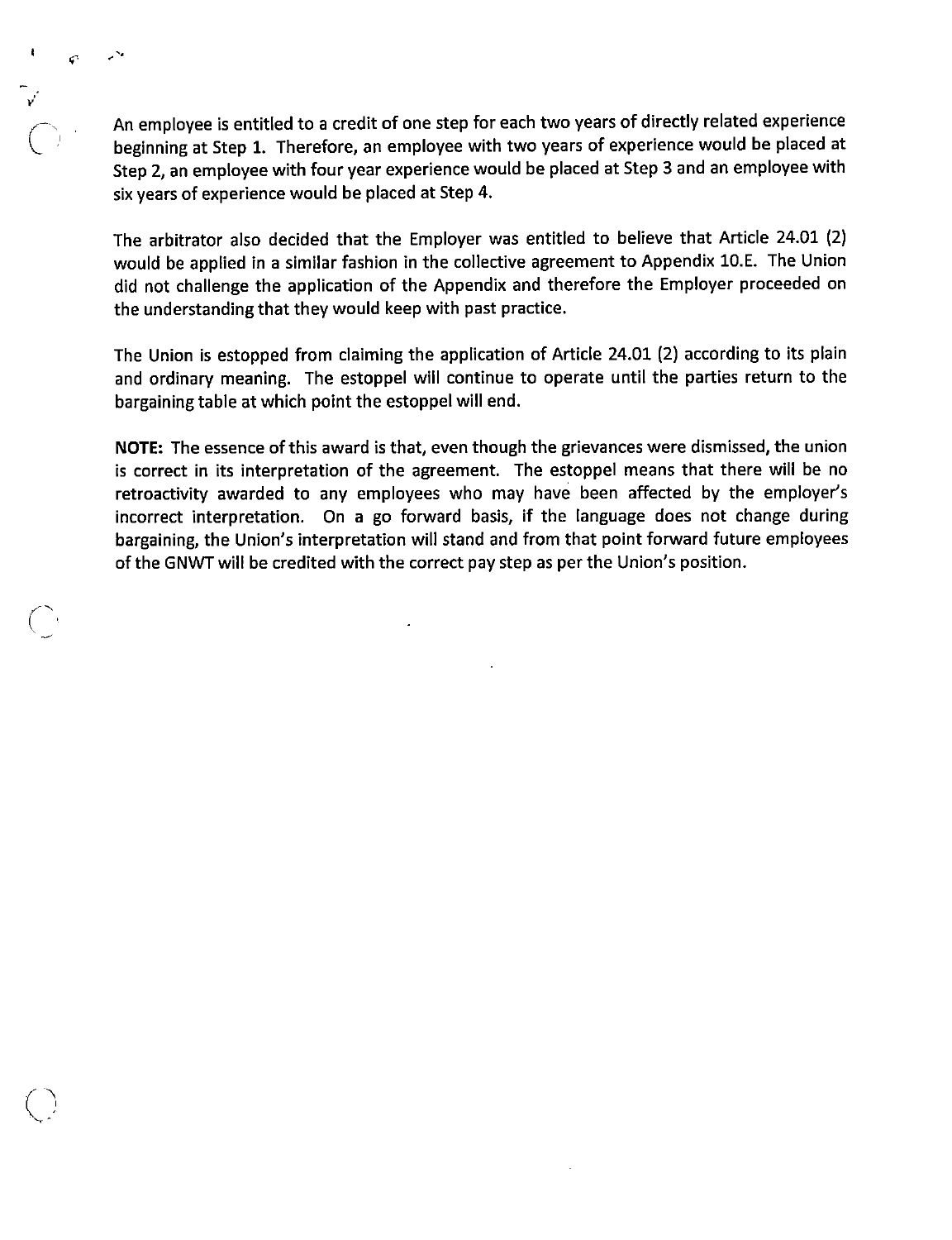An employee is entitled to a credit of one step for each two years of directly related experience beginning at Step 1. Therefore, an employee with two years of experience would be placed at Step 2, an employee with four year experience would be placed at Step 3 and an employee with six years of experience would be placed at Step 4.

The arbitrator also decided that the Employer was entitled to believe that Article 24.01 (2) would be applied in a similar fashion in the collective agreement to Appendix 10.E. The Union did not challenge the application of the Appendix and therefore the Employer proceeded on the understanding that they would keep with past practice.

The Union is estopped from claiming the application of Article 24.01 (2) according to its plain and ordinary meaning. The estoppel will continue to operate until the parties return to the bargaining table at which point the estoppel will end.

**NOTE:** The essence of this award is that, even though the grievances were dismissed, the union is correct in its interpretation of the agreement. The estoppel means that there will be no retroactivity awarded to any employees who may have been affected by the employer's incorrect interpretation. On a go forward basis, if the language does not change during bargaining, the Union's interpretation will stand and from that point forward future employees of the GNWT will be credited with the correct pay step as per the Union's position.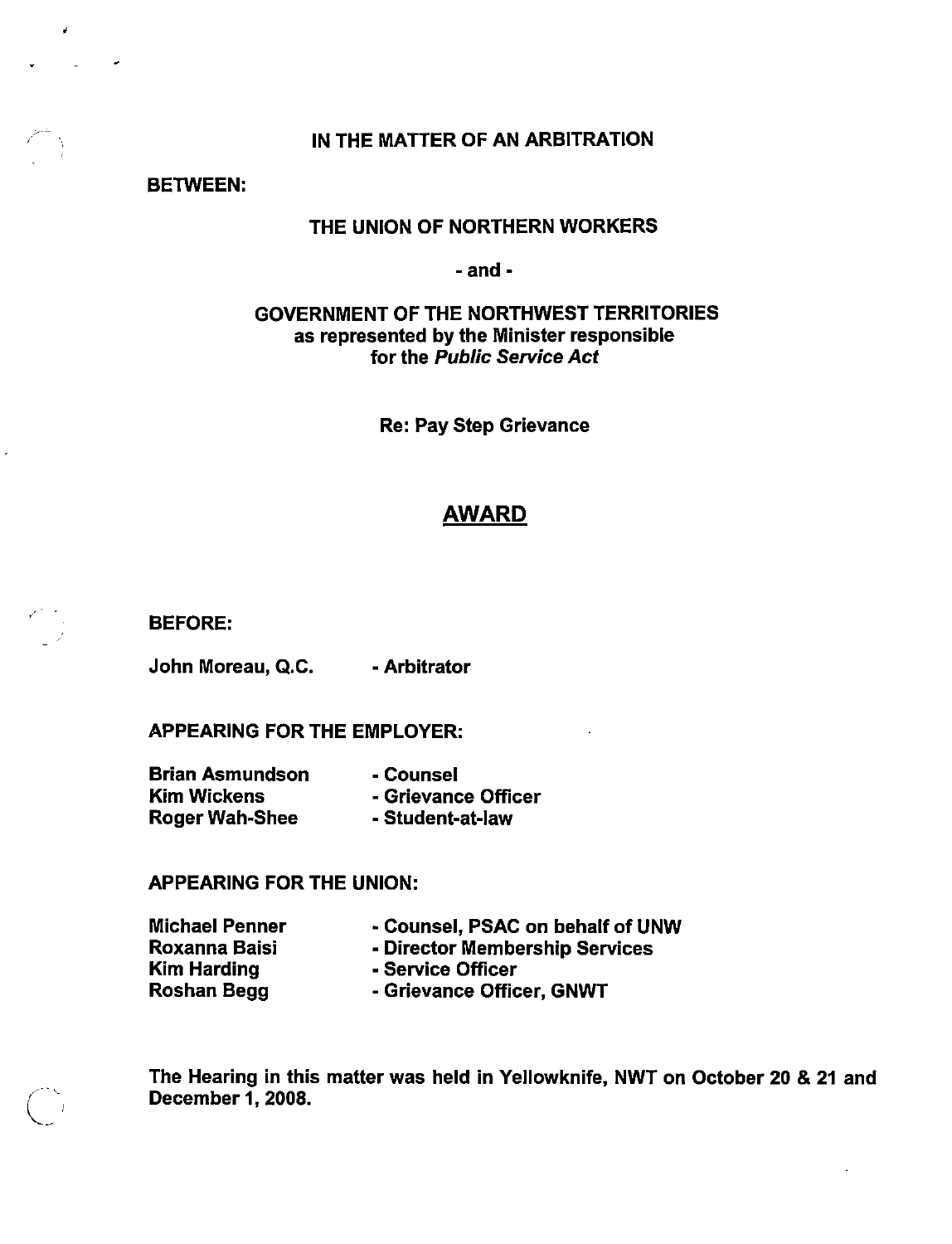**IN THE MATTER OF AN ARBITRATION**

**BETWEEN:**

**THE UNION OF NORTHERN WORKERS**

**- and -**

**GOVERNMENT OF THE NORTHWEST TERRITORIES**
**as represented by the Minister responsible**
**for the *Public Service Act***

**Re: Pay Step Grievance**

# AWARD

**BEFORE:**

**John Moreau, Q.C. - Arbitrator**

**APPEARING FOR THE EMPLOYER:**

| | |
|---|---|
| **Brian Asmundson** | **- Counsel** |
| **Kim Wickens** | **- Grievance Officer** |
| **Roger Wah-Shee** | **- Student-at-law** |

**APPEARING FOR THE UNION:**

| | |
|---|---|
| **Michael Penner** | **- Counsel, PSAC on behalf of UNW** |
| **Roxanna Baisi** | **- Director Membership Services** |
| **Kim Harding** | **- Service Officer** |
| **Roshan Begg** | **- Grievance Officer, GNWT** |

**The Hearing in this matter was held in Yellowknife, NWT on October 20 & 21 and December 1, 2008.**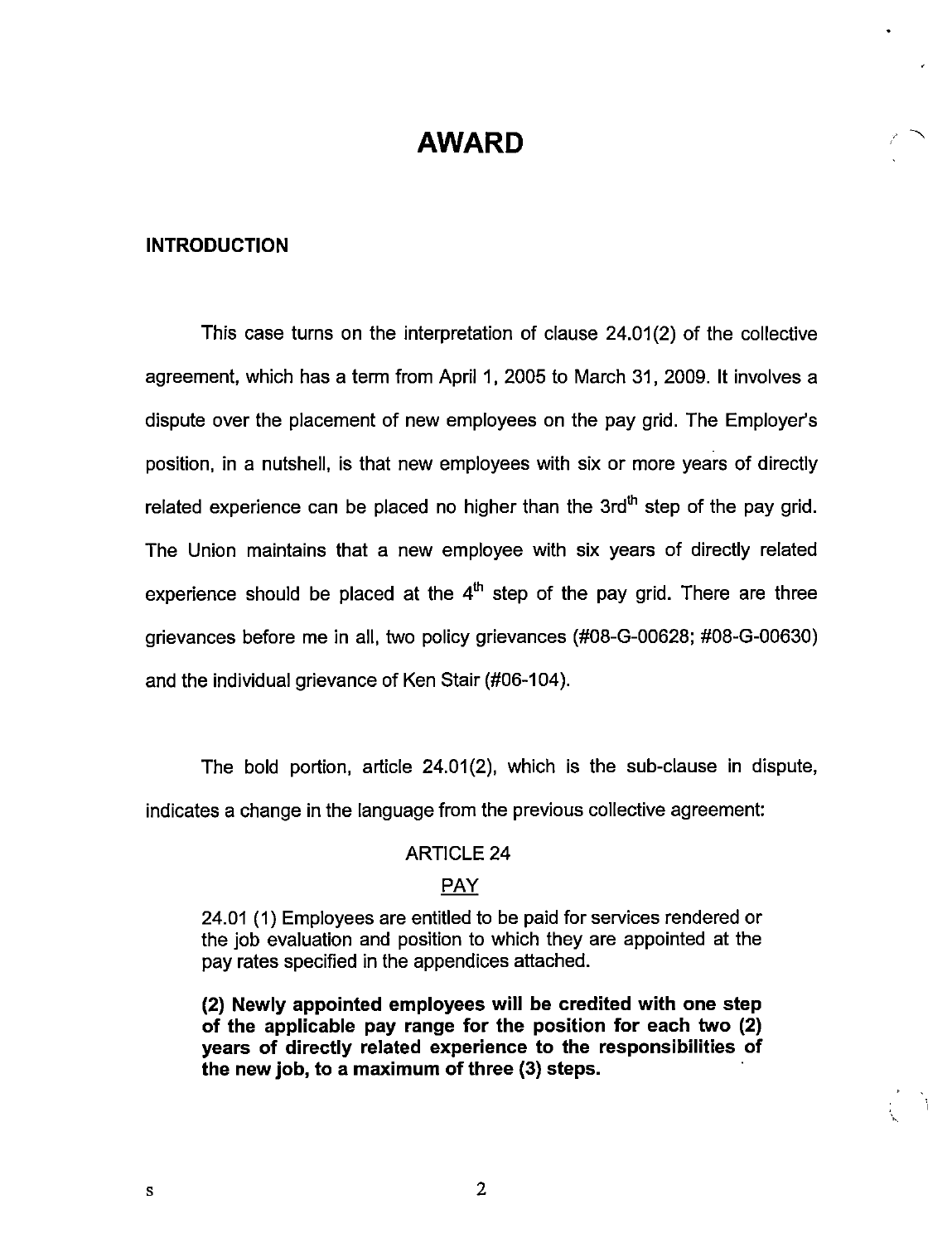# AWARD

## INTRODUCTION

This case turns on the interpretation of clause 24.01(2) of the collective agreement, which has a term from April 1, 2005 to March 31, 2009. It involves a dispute over the placement of new employees on the pay grid. The Employer's position, in a nutshell, is that new employees with six or more years of directly related experience can be placed no higher than the 3rd[th] step of the pay grid. The Union maintains that a new employee with six years of directly related experience should be placed at the 4[th] step of the pay grid. There are three grievances before me in all, two policy grievances (#08-G-00628; #08-G-00630) and the individual grievance of Ken Stair (#06-104).

The bold portion, article 24.01(2), which is the sub-clause in dispute, indicates a change in the language from the previous collective agreement:

ARTICLE 24

PAY

24.01 (1) Employees are entitled to be paid for services rendered or the job evaluation and position to which they are appointed at the pay rates specified in the appendices attached.

**(2) Newly appointed employees will be credited with one step of the applicable pay range for the position for each two (2) years of directly related experience to the responsibilities of the new job, to a maximum of three (3) steps.**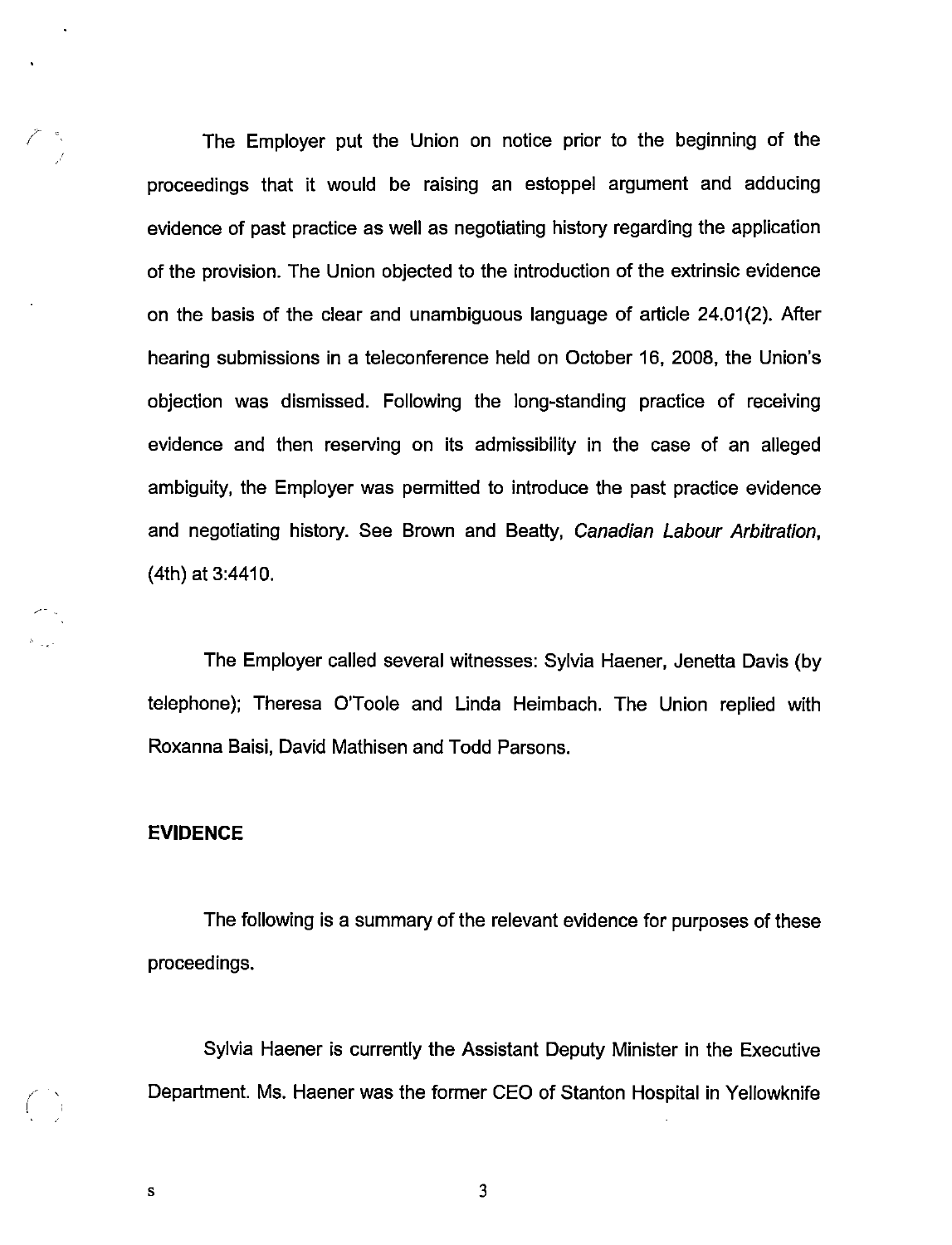The Employer put the Union on notice prior to the beginning of the proceedings that it would be raising an estoppel argument and adducing evidence of past practice as well as negotiating history regarding the application of the provision. The Union objected to the introduction of the extrinsic evidence on the basis of the clear and unambiguous language of article 24.01(2). After hearing submissions in a teleconference held on October 16, 2008, the Union's objection was dismissed. Following the long-standing practice of receiving evidence and then reserving on its admissibility in the case of an alleged ambiguity, the Employer was permitted to introduce the past practice evidence and negotiating history. See Brown and Beatty, *Canadian Labour Arbitration*, (4th) at 3:4410.

The Employer called several witnesses: Sylvia Haener, Jenetta Davis (by telephone); Theresa O'Toole and Linda Heimbach. The Union replied with Roxanna Baisi, David Mathisen and Todd Parsons.

**EVIDENCE**

The following is a summary of the relevant evidence for purposes of these proceedings.

Sylvia Haener is currently the Assistant Deputy Minister in the Executive Department. Ms. Haener was the former CEO of Stanton Hospital in Yellowknife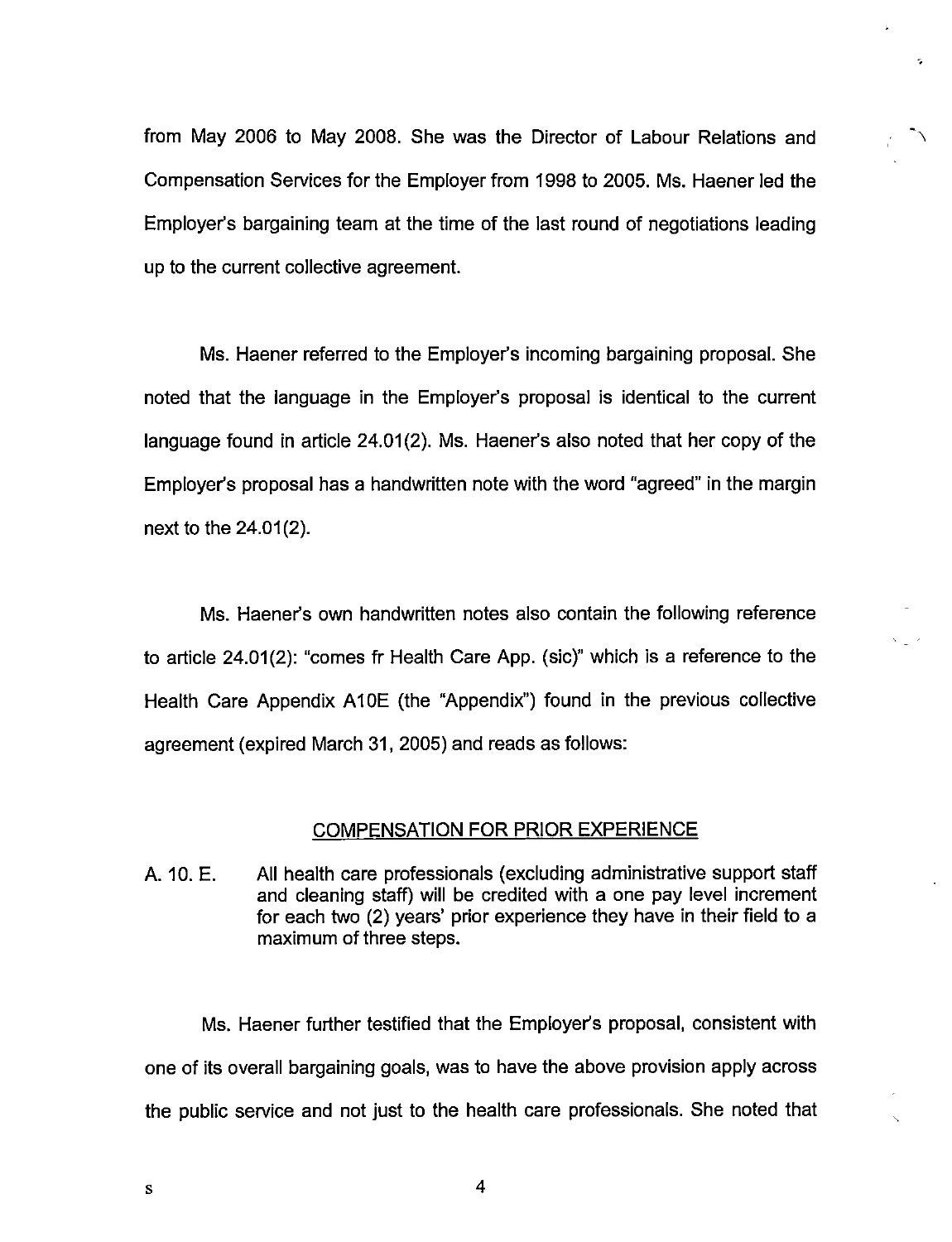from May 2006 to May 2008. She was the Director of Labour Relations and Compensation Services for the Employer from 1998 to 2005. Ms. Haener led the Employer's bargaining team at the time of the last round of negotiations leading up to the current collective agreement.

Ms. Haener referred to the Employer's incoming bargaining proposal. She noted that the language in the Employer's proposal is identical to the current language found in article 24.01(2). Ms. Haener's also noted that her copy of the Employer's proposal has a handwritten note with the word "agreed" in the margin next to the 24.01(2).

Ms. Haener's own handwritten notes also contain the following reference to article 24.01(2): "comes fr Health Care App. (sic)" which is a reference to the Health Care Appendix A10E (the "Appendix") found in the previous collective agreement (expired March 31, 2005) and reads as follows:

COMPENSATION FOR PRIOR EXPERIENCE

A. 10. E. All health care professionals (excluding administrative support staff and cleaning staff) will be credited with a one pay level increment for each two (2) years' prior experience they have in their field to a maximum of three steps.

Ms. Haener further testified that the Employer's proposal, consistent with one of its overall bargaining goals, was to have the above provision apply across the public service and not just to the health care professionals. She noted that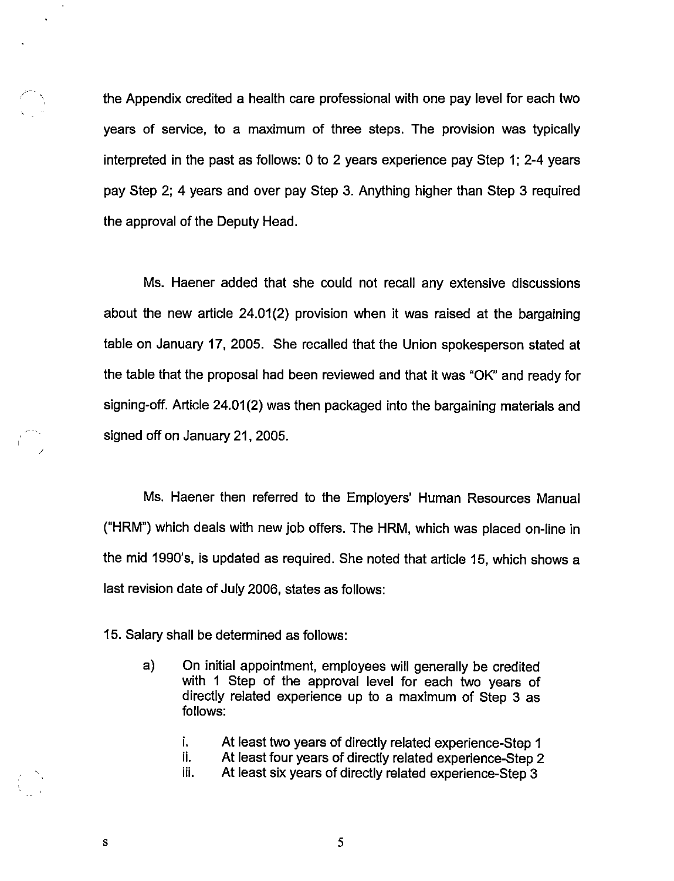the Appendix credited a health care professional with one pay level for each two years of service, to a maximum of three steps. The provision was typically interpreted in the past as follows: 0 to 2 years experience pay Step 1; 2-4 years pay Step 2; 4 years and over pay Step 3. Anything higher than Step 3 required the approval of the Deputy Head.

Ms. Haener added that she could not recall any extensive discussions about the new article 24.01(2) provision when it was raised at the bargaining table on January 17, 2005. She recalled that the Union spokesperson stated at the table that the proposal had been reviewed and that it was "OK" and ready for signing-off. Article 24.01(2) was then packaged into the bargaining materials and signed off on January 21, 2005.

Ms. Haener then referred to the Employers' Human Resources Manual ("HRM") which deals with new job offers. The HRM, which was placed on-line in the mid 1990's, is updated as required. She noted that article 15, which shows a last revision date of July 2006, states as follows:

15. Salary shall be determined as follows:

a) On initial appointment, employees will generally be credited with 1 Step of the approval level for each two years of directly related experience up to a maximum of Step 3 as follows:

   i. At least two years of directly related experience-Step 1
   ii. At least four years of directly related experience-Step 2
   iii. At least six years of directly related experience-Step 3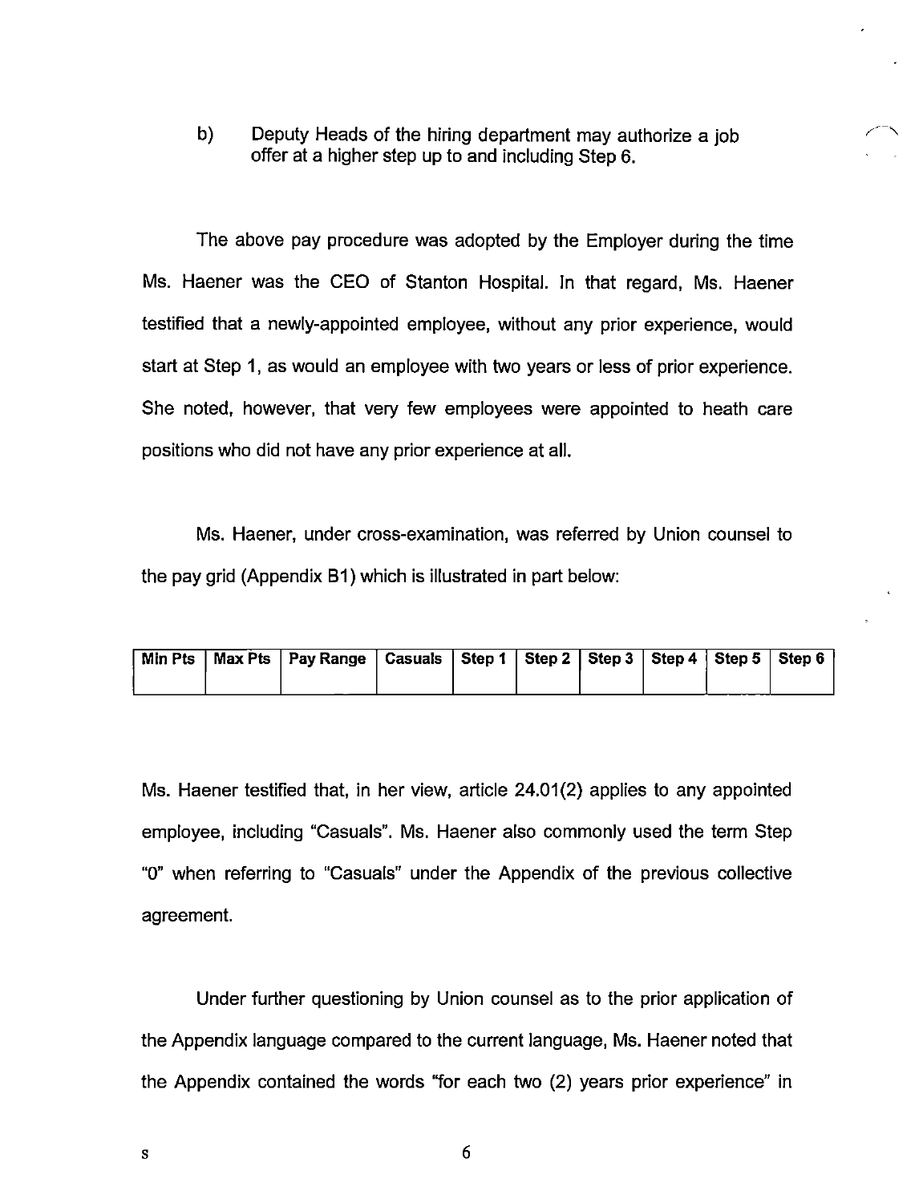b) Deputy Heads of the hiring department may authorize a job offer at a higher step up to and including Step 6.

The above pay procedure was adopted by the Employer during the time Ms. Haener was the CEO of Stanton Hospital. In that regard, Ms. Haener testified that a newly-appointed employee, without any prior experience, would start at Step 1, as would an employee with two years or less of prior experience. She noted, however, that very few employees were appointed to heath care positions who did not have any prior experience at all.

Ms. Haener, under cross-examination, was referred by Union counsel to the pay grid (Appendix B1) which is illustrated in part below:

| Min Pts | Max Pts | Pay Range | Casuals | Step 1 | Step 2 | Step 3 | Step 4 | Step 5 | Step 6 |
|---|---|---|---|---|---|---|---|---|---|
| | | | | | | | | | |

Ms. Haener testified that, in her view, article 24.01(2) applies to any appointed employee, including "Casuals". Ms. Haener also commonly used the term Step "0" when referring to "Casuals" under the Appendix of the previous collective agreement.

Under further questioning by Union counsel as to the prior application of the Appendix language compared to the current language, Ms. Haener noted that the Appendix contained the words "for each two (2) years prior experience" in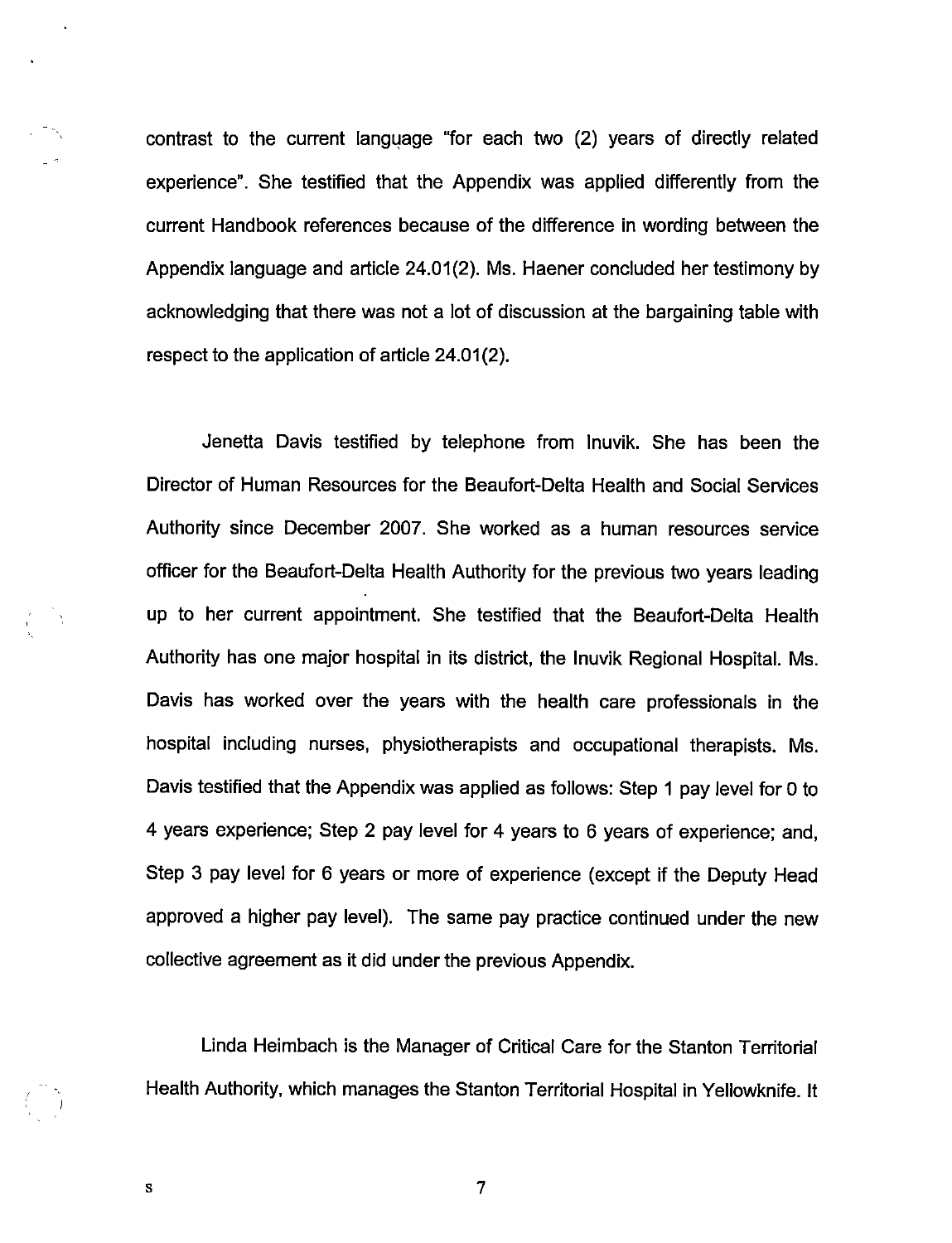contrast to the current language "for each two (2) years of directly related experience". She testified that the Appendix was applied differently from the current Handbook references because of the difference in wording between the Appendix language and article 24.01(2). Ms. Haener concluded her testimony by acknowledging that there was not a lot of discussion at the bargaining table with respect to the application of article 24.01(2).

Jenetta Davis testified by telephone from Inuvik. She has been the Director of Human Resources for the Beaufort-Delta Health and Social Services Authority since December 2007. She worked as a human resources service officer for the Beaufort-Delta Health Authority for the previous two years leading up to her current appointment. She testified that the Beaufort-Delta Health Authority has one major hospital in its district, the Inuvik Regional Hospital. Ms. Davis has worked over the years with the health care professionals in the hospital including nurses, physiotherapists and occupational therapists. Ms. Davis testified that the Appendix was applied as follows: Step 1 pay level for 0 to 4 years experience; Step 2 pay level for 4 years to 6 years of experience; and, Step 3 pay level for 6 years or more of experience (except if the Deputy Head approved a higher pay level). The same pay practice continued under the new collective agreement as it did under the previous Appendix.

Linda Heimbach is the Manager of Critical Care for the Stanton Territorial Health Authority, which manages the Stanton Territorial Hospital in Yellowknife. It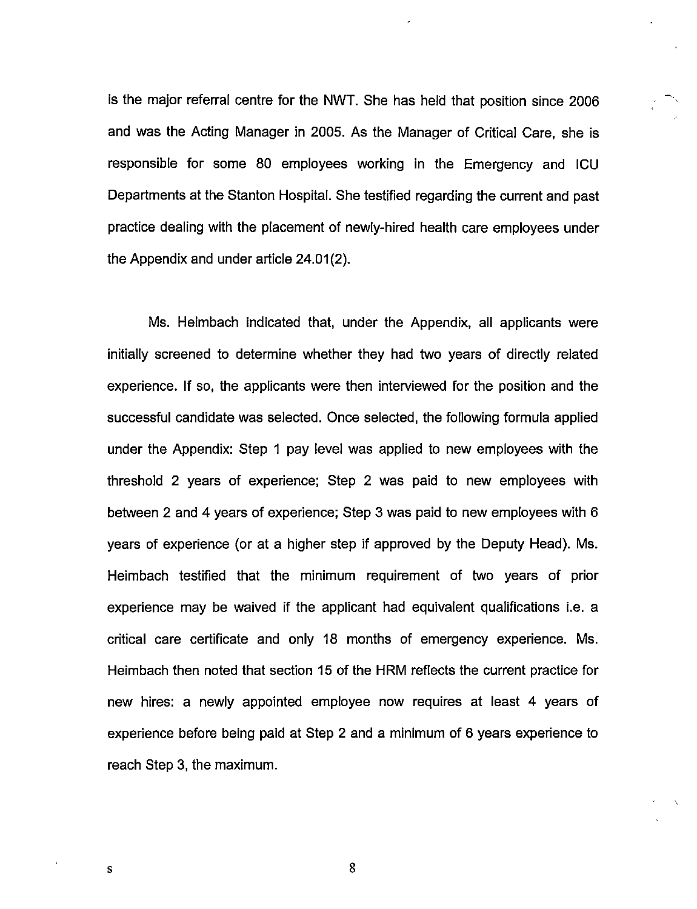is the major referral centre for the NWT. She has held that position since 2006 and was the Acting Manager in 2005. As the Manager of Critical Care, she is responsible for some 80 employees working in the Emergency and ICU Departments at the Stanton Hospital. She testified regarding the current and past practice dealing with the placement of newly-hired health care employees under the Appendix and under article 24.01(2).

Ms. Heimbach indicated that, under the Appendix, all applicants were initially screened to determine whether they had two years of directly related experience. If so, the applicants were then interviewed for the position and the successful candidate was selected. Once selected, the following formula applied under the Appendix: Step 1 pay level was applied to new employees with the threshold 2 years of experience; Step 2 was paid to new employees with between 2 and 4 years of experience; Step 3 was paid to new employees with 6 years of experience (or at a higher step if approved by the Deputy Head). Ms. Heimbach testified that the minimum requirement of two years of prior experience may be waived if the applicant had equivalent qualifications i.e. a critical care certificate and only 18 months of emergency experience. Ms. Heimbach then noted that section 15 of the HRM reflects the current practice for new hires: a newly appointed employee now requires at least 4 years of experience before being paid at Step 2 and a minimum of 6 years experience to reach Step 3, the maximum.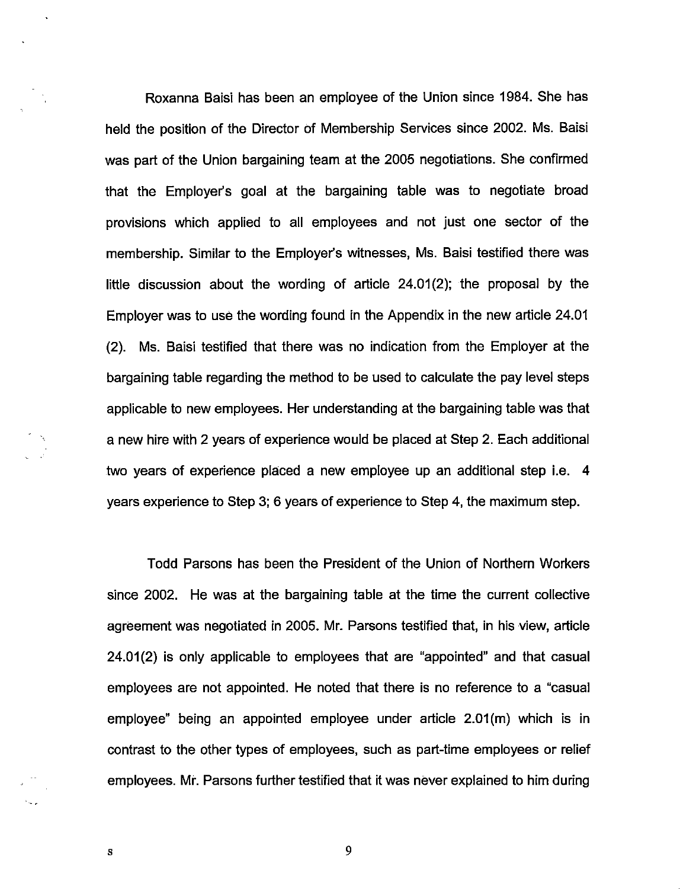Roxanna Baisi has been an employee of the Union since 1984. She has held the position of the Director of Membership Services since 2002. Ms. Baisi was part of the Union bargaining team at the 2005 negotiations. She confirmed that the Employer's goal at the bargaining table was to negotiate broad provisions which applied to all employees and not just one sector of the membership. Similar to the Employer's witnesses, Ms. Baisi testified there was little discussion about the wording of article 24.01(2); the proposal by the Employer was to use the wording found in the Appendix in the new article 24.01 (2). Ms. Baisi testified that there was no indication from the Employer at the bargaining table regarding the method to be used to calculate the pay level steps applicable to new employees. Her understanding at the bargaining table was that a new hire with 2 years of experience would be placed at Step 2. Each additional two years of experience placed a new employee up an additional step i.e. 4 years experience to Step 3; 6 years of experience to Step 4, the maximum step.

Todd Parsons has been the President of the Union of Northern Workers since 2002. He was at the bargaining table at the time the current collective agreement was negotiated in 2005. Mr. Parsons testified that, in his view, article 24.01(2) is only applicable to employees that are "appointed" and that casual employees are not appointed. He noted that there is no reference to a "casual employee" being an appointed employee under article 2.01(m) which is in contrast to the other types of employees, such as part-time employees or relief employees. Mr. Parsons further testified that it was never explained to him during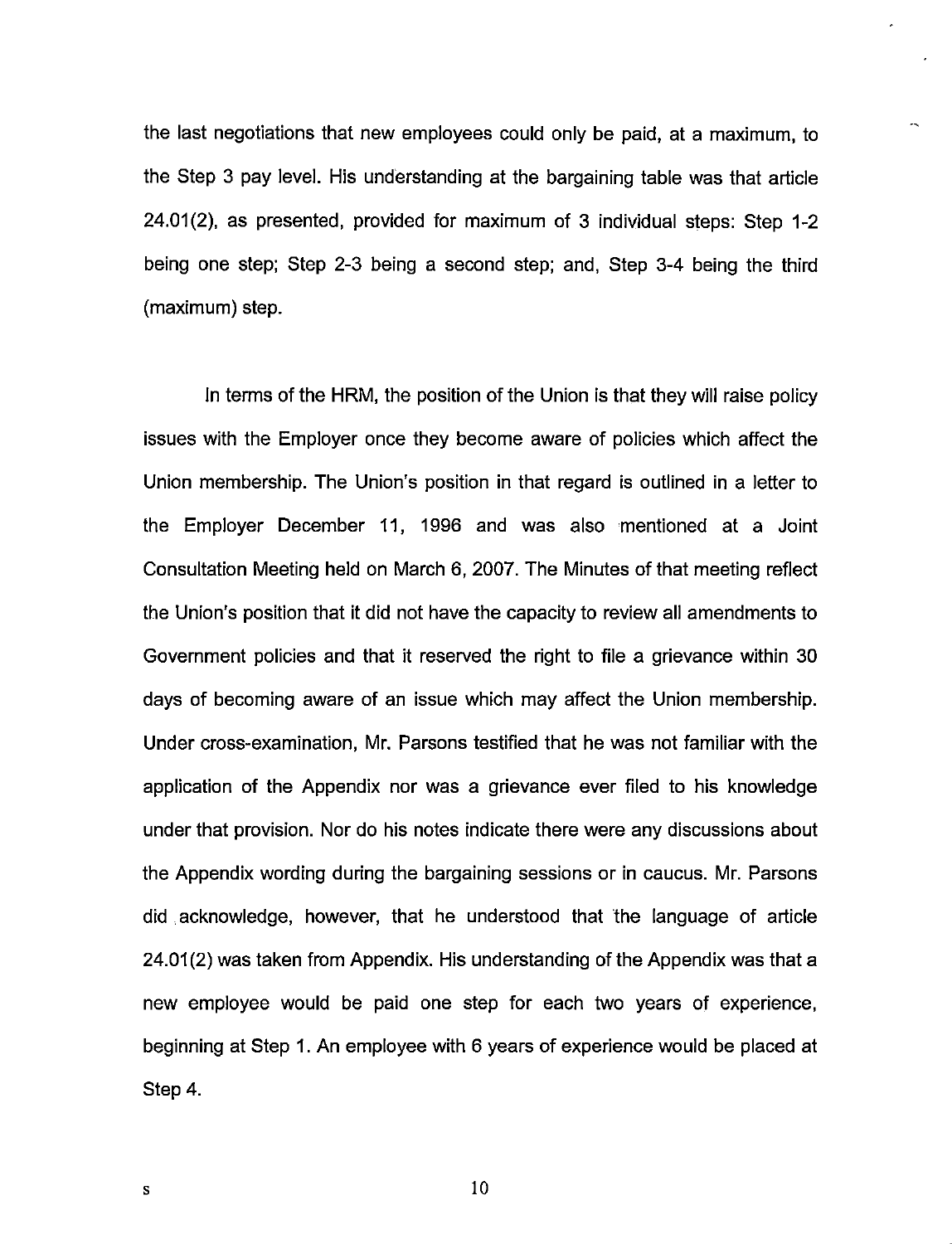the last negotiations that new employees could only be paid, at a maximum, to the Step 3 pay level. His understanding at the bargaining table was that article 24.01(2), as presented, provided for maximum of 3 individual steps: Step 1-2 being one step; Step 2-3 being a second step; and, Step 3-4 being the third (maximum) step.

In terms of the HRM, the position of the Union is that they will raise policy issues with the Employer once they become aware of policies which affect the Union membership. The Union's position in that regard is outlined in a letter to the Employer December 11, 1996 and was also mentioned at a Joint Consultation Meeting held on March 6, 2007. The Minutes of that meeting reflect the Union's position that it did not have the capacity to review all amendments to Government policies and that it reserved the right to file a grievance within 30 days of becoming aware of an issue which may affect the Union membership. Under cross-examination, Mr. Parsons testified that he was not familiar with the application of the Appendix nor was a grievance ever filed to his knowledge under that provision. Nor do his notes indicate there were any discussions about the Appendix wording during the bargaining sessions or in caucus. Mr. Parsons did acknowledge, however, that he understood that the language of article 24.01(2) was taken from Appendix. His understanding of the Appendix was that a new employee would be paid one step for each two years of experience, beginning at Step 1. An employee with 6 years of experience would be placed at Step 4.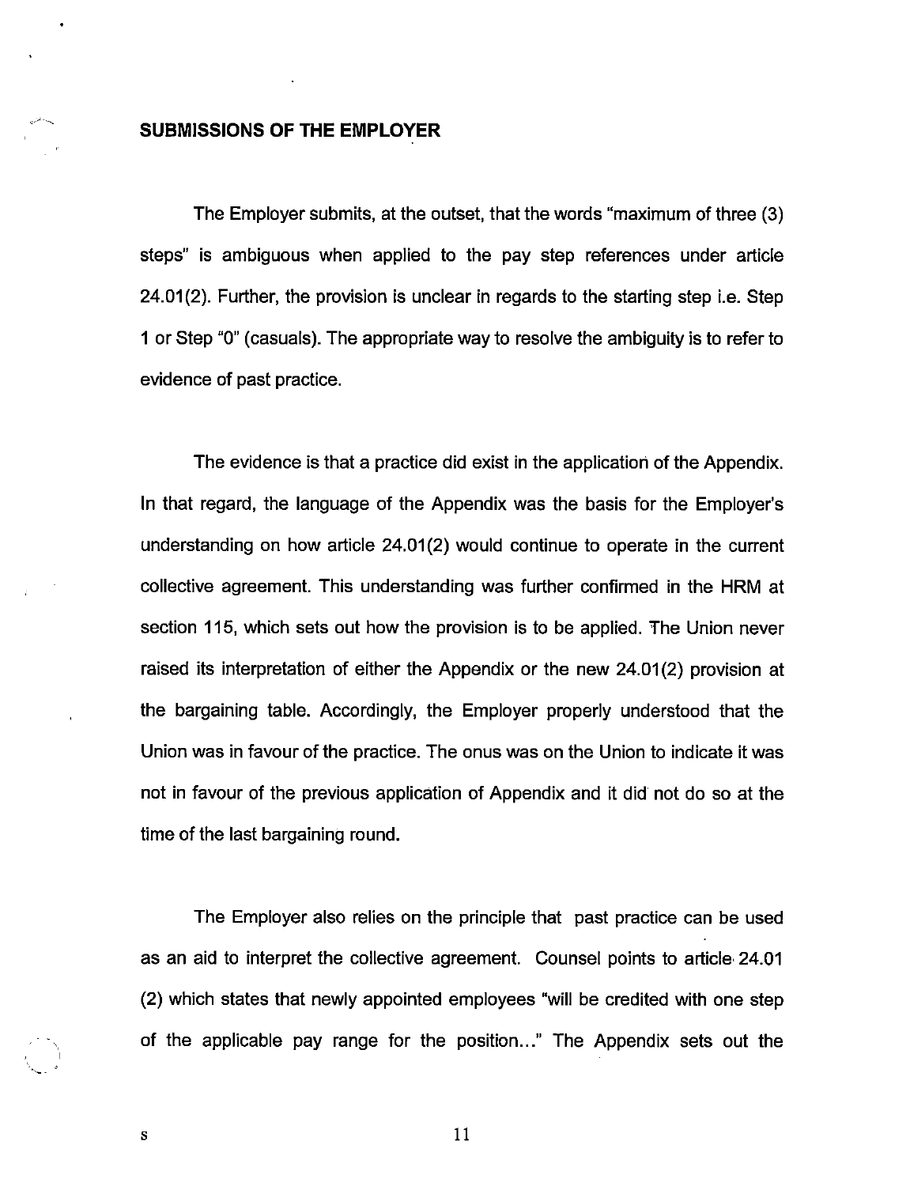**SUBMISSIONS OF THE EMPLOYER**

The Employer submits, at the outset, that the words "maximum of three (3) steps" is ambiguous when applied to the pay step references under article 24.01(2). Further, the provision is unclear in regards to the starting step i.e. Step 1 or Step "0" (casuals). The appropriate way to resolve the ambiguity is to refer to evidence of past practice.

The evidence is that a practice did exist in the application of the Appendix. In that regard, the language of the Appendix was the basis for the Employer's understanding on how article 24.01(2) would continue to operate in the current collective agreement. This understanding was further confirmed in the HRM at section 115, which sets out how the provision is to be applied. The Union never raised its interpretation of either the Appendix or the new 24.01(2) provision at the bargaining table. Accordingly, the Employer properly understood that the Union was in favour of the practice. The onus was on the Union to indicate it was not in favour of the previous application of Appendix and it did not do so at the time of the last bargaining round.

The Employer also relies on the principle that past practice can be used as an aid to interpret the collective agreement. Counsel points to article 24.01 (2) which states that newly appointed employees "will be credited with one step of the applicable pay range for the position..." The Appendix sets out the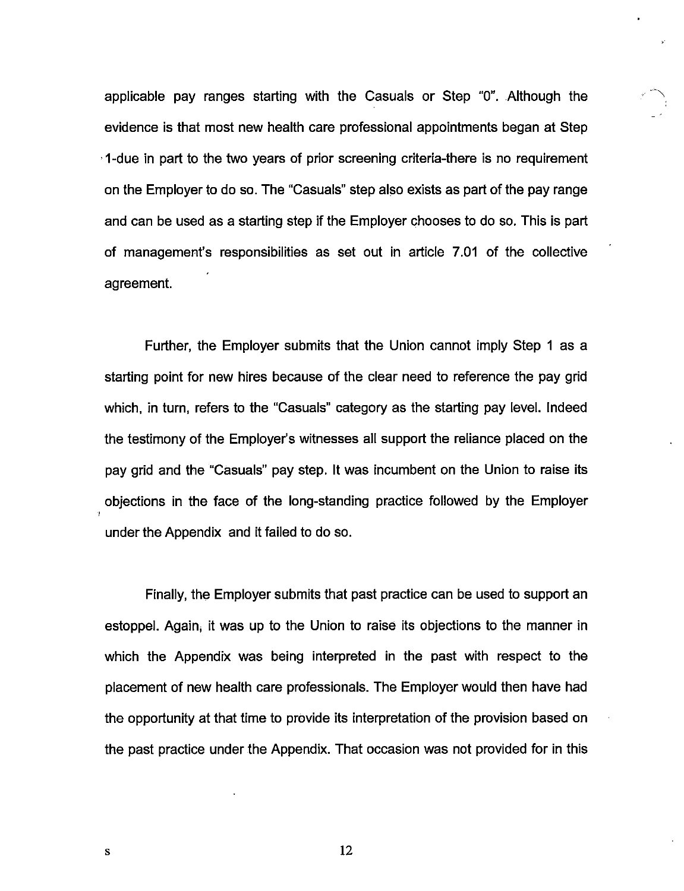applicable pay ranges starting with the Casuals or Step "0". Although the evidence is that most new health care professional appointments began at Step 1-due in part to the two years of prior screening criteria-there is no requirement on the Employer to do so. The "Casuals" step also exists as part of the pay range and can be used as a starting step if the Employer chooses to do so. This is part of management's responsibilities as set out in article 7.01 of the collective agreement.

Further, the Employer submits that the Union cannot imply Step 1 as a starting point for new hires because of the clear need to reference the pay grid which, in turn, refers to the "Casuals" category as the starting pay level. Indeed the testimony of the Employer's witnesses all support the reliance placed on the pay grid and the "Casuals" pay step. It was incumbent on the Union to raise its objections in the face of the long-standing practice followed by the Employer under the Appendix and it failed to do so.

Finally, the Employer submits that past practice can be used to support an estoppel. Again, it was up to the Union to raise its objections to the manner in which the Appendix was being interpreted in the past with respect to the placement of new health care professionals. The Employer would then have had the opportunity at that time to provide its interpretation of the provision based on the past practice under the Appendix. That occasion was not provided for in this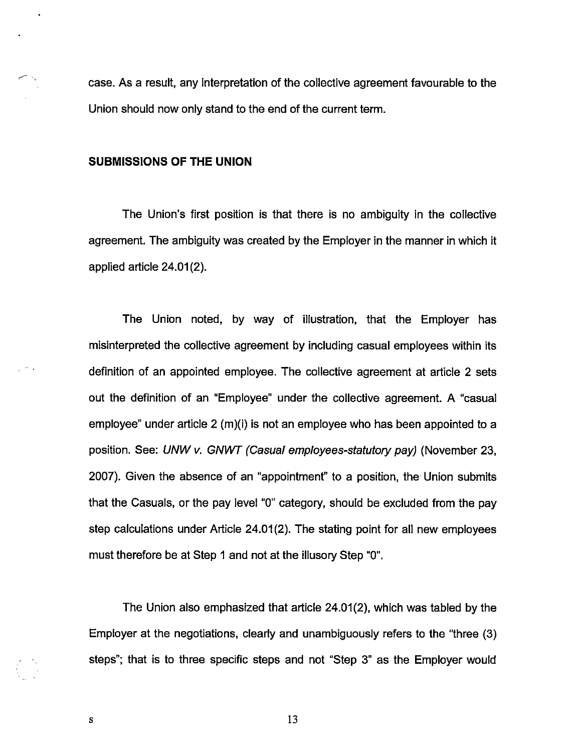case. As a result, any interpretation of the collective agreement favourable to the Union should now only stand to the end of the current term.

## SUBMISSIONS OF THE UNION

The Union's first position is that there is no ambiguity in the collective agreement. The ambiguity was created by the Employer in the manner in which it applied article 24.01(2).

The Union noted, by way of illustration, that the Employer has misinterpreted the collective agreement by including casual employees within its definition of an appointed employee. The collective agreement at article 2 sets out the definition of an "Employee" under the collective agreement. A "casual employee" under article 2 (m)(i) is not an employee who has been appointed to a position. See: *UNW v. GNWT (Casual employees-statutory pay)* (November 23, 2007). Given the absence of an "appointment" to a position, the Union submits that the Casuals, or the pay level "0" category, should be excluded from the pay step calculations under Article 24.01(2). The stating point for all new employees must therefore be at Step 1 and not at the illusory Step "0".

The Union also emphasized that article 24.01(2), which was tabled by the Employer at the negotiations, clearly and unambiguously refers to the "three (3) steps"; that is to three specific steps and not "Step 3" as the Employer would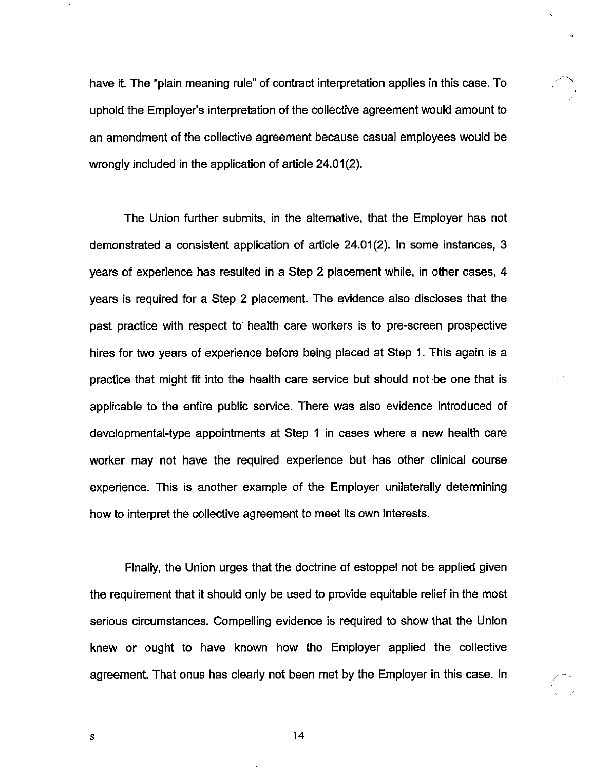have it. The "plain meaning rule" of contract interpretation applies in this case. To uphold the Employer's interpretation of the collective agreement would amount to an amendment of the collective agreement because casual employees would be wrongly included in the application of article 24.01(2).

The Union further submits, in the alternative, that the Employer has not demonstrated a consistent application of article 24.01(2). In some instances, 3 years of experience has resulted in a Step 2 placement while, in other cases, 4 years is required for a Step 2 placement. The evidence also discloses that the past practice with respect to health care workers is to pre-screen prospective hires for two years of experience before being placed at Step 1. This again is a practice that might fit into the health care service but should not be one that is applicable to the entire public service. There was also evidence introduced of developmental-type appointments at Step 1 in cases where a new health care worker may not have the required experience but has other clinical course experience. This is another example of the Employer unilaterally determining how to interpret the collective agreement to meet its own interests.

Finally, the Union urges that the doctrine of estoppel not be applied given the requirement that it should only be used to provide equitable relief in the most serious circumstances. Compelling evidence is required to show that the Union knew or ought to have known how the Employer applied the collective agreement. That onus has clearly not been met by the Employer in this case. In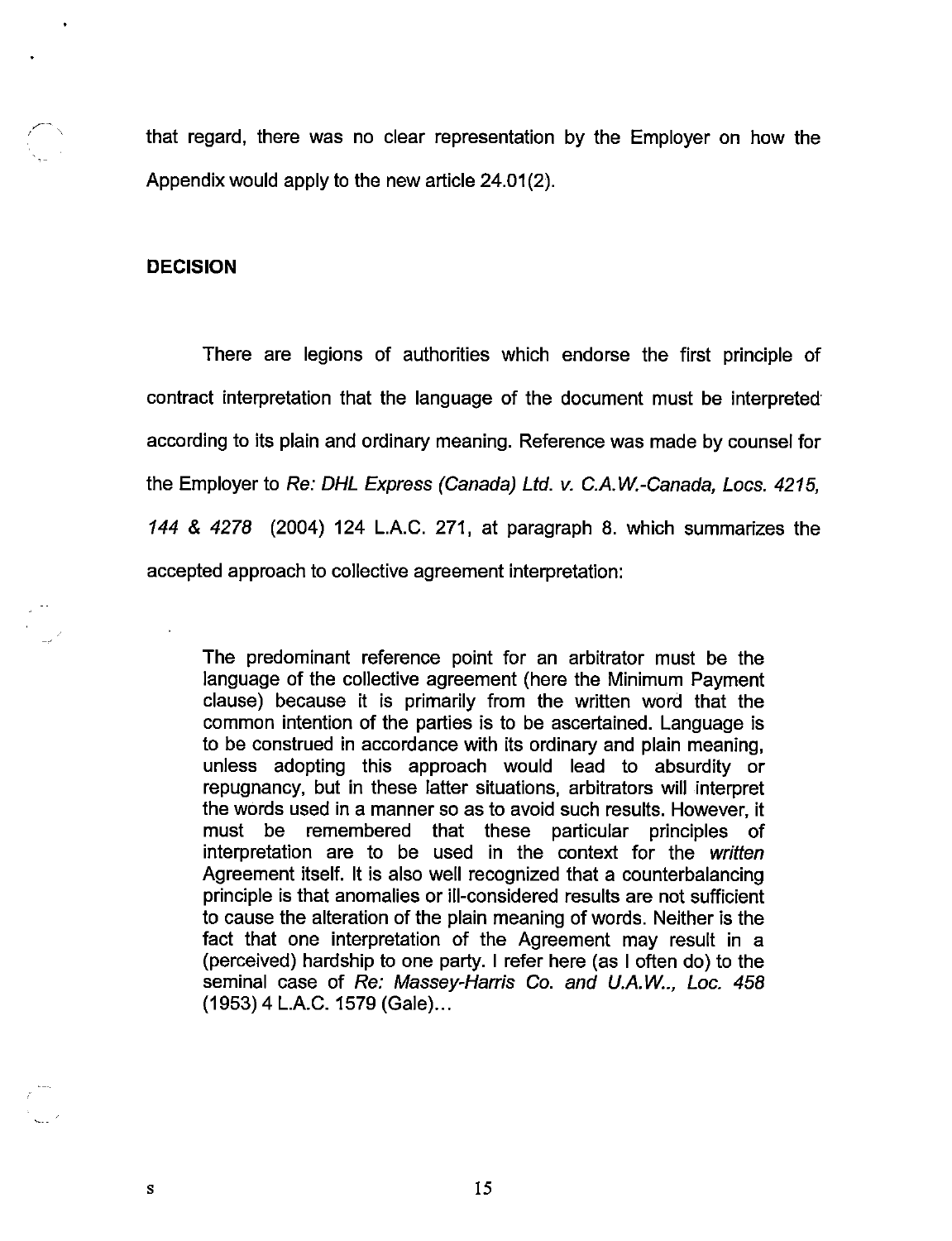that regard, there was no clear representation by the Employer on how the Appendix would apply to the new article 24.01(2).

## DECISION

There are legions of authorities which endorse the first principle of contract interpretation that the language of the document must be interpreted according to its plain and ordinary meaning. Reference was made by counsel for the Employer to *Re: DHL Express (Canada) Ltd. v. C.A.W.-Canada, Locs. 4215, 144 & 4278* (2004) 124 L.A.C. 271, at paragraph 8. which summarizes the accepted approach to collective agreement interpretation:

> The predominant reference point for an arbitrator must be the language of the collective agreement (here the Minimum Payment clause) because it is primarily from the written word that the common intention of the parties is to be ascertained. Language is to be construed in accordance with its ordinary and plain meaning, unless adopting this approach would lead to absurdity or repugnancy, but in these latter situations, arbitrators will interpret the words used in a manner so as to avoid such results. However, it must be remembered that these particular principles of interpretation are to be used in the context for the *written* Agreement itself. It is also well recognized that a counterbalancing principle is that anomalies or ill-considered results are not sufficient to cause the alteration of the plain meaning of words. Neither is the fact that one interpretation of the Agreement may result in a (perceived) hardship to one party. I refer here (as I often do) to the seminal case of *Re: Massey-Harris Co. and U.A.W.., Loc. 458* (1953) 4 L.A.C. 1579 (Gale)...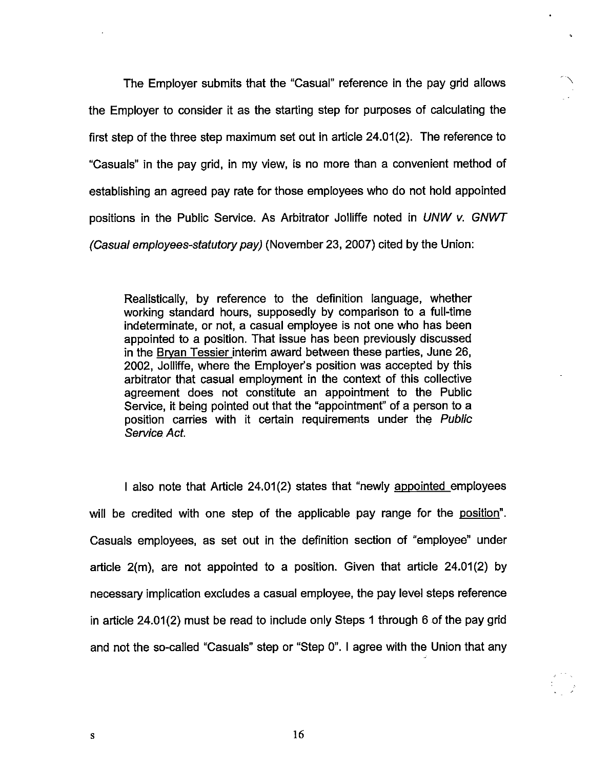The Employer submits that the "Casual" reference in the pay grid allows the Employer to consider it as the starting step for purposes of calculating the first step of the three step maximum set out in article 24.01(2). The reference to "Casuals" in the pay grid, in my view, is no more than a convenient method of establishing an agreed pay rate for those employees who do not hold appointed positions in the Public Service. As Arbitrator Jolliffe noted in *UNW v. GNWT (Casual employees-statutory pay)* (November 23, 2007) cited by the Union:

> Realistically, by reference to the definition language, whether working standard hours, supposedly by comparison to a full-time indeterminate, or not, a casual employee is not one who has been appointed to a position. That issue has been previously discussed in the Bryan Tessier interim award between these parties, June 26, 2002, Jolliffe, where the Employer's position was accepted by this arbitrator that casual employment in the context of this collective agreement does not constitute an appointment to the Public Service, it being pointed out that the "appointment" of a person to a position carries with it certain requirements under the *Public Service Act.*

I also note that Article 24.01(2) states that "newly appointed employees will be credited with one step of the applicable pay range for the position". Casuals employees, as set out in the definition section of "employee" under article 2(m), are not appointed to a position. Given that article 24.01(2) by necessary implication excludes a casual employee, the pay level steps reference in article 24.01(2) must be read to include only Steps 1 through 6 of the pay grid and not the so-called "Casuals" step or "Step 0". I agree with the Union that any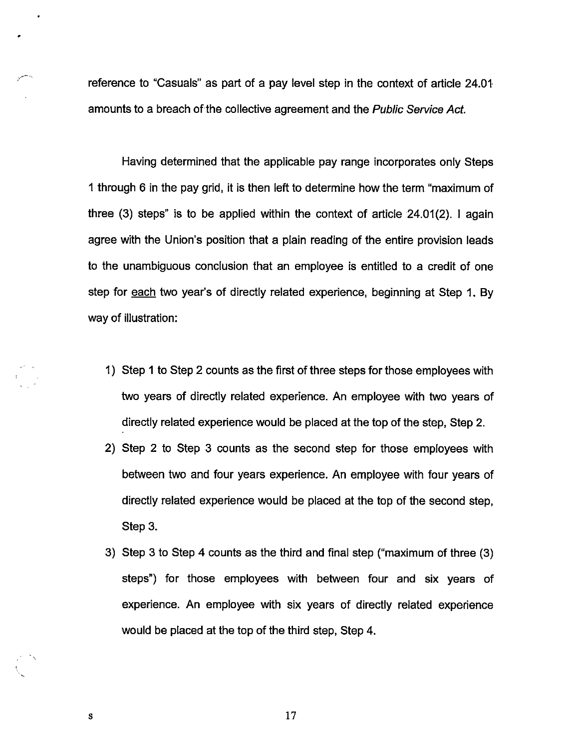reference to "Casuals" as part of a pay level step in the context of article 24.01 amounts to a breach of the collective agreement and the *Public Service Act*.

Having determined that the applicable pay range incorporates only Steps 1 through 6 in the pay grid, it is then left to determine how the term "maximum of three (3) steps" is to be applied within the context of article 24.01(2). I again agree with the Union's position that a plain reading of the entire provision leads to the unambiguous conclusion that an employee is entitled to a credit of one step for each two year's of directly related experience, beginning at Step 1. By way of illustration:

1) Step 1 to Step 2 counts as the first of three steps for those employees with two years of directly related experience. An employee with two years of directly related experience would be placed at the top of the step, Step 2.
2) Step 2 to Step 3 counts as the second step for those employees with between two and four years experience. An employee with four years of directly related experience would be placed at the top of the second step, Step 3.
3) Step 3 to Step 4 counts as the third and final step ("maximum of three (3) steps") for those employees with between four and six years of experience. An employee with six years of directly related experience would be placed at the top of the third step, Step 4.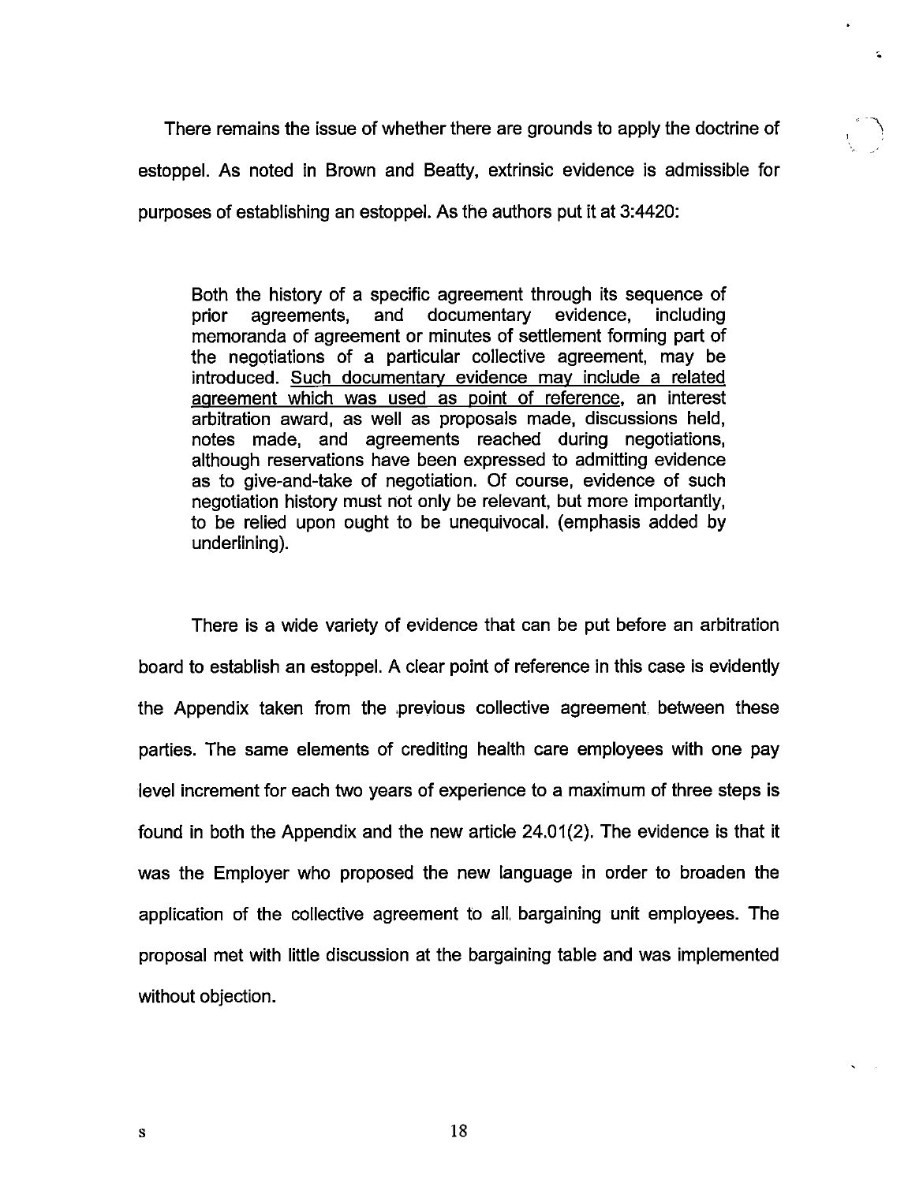There remains the issue of whether there are grounds to apply the doctrine of estoppel. As noted in Brown and Beatty, extrinsic evidence is admissible for purposes of establishing an estoppel. As the authors put it at 3:4420:

> Both the history of a specific agreement through its sequence of prior agreements, and documentary evidence, including memoranda of agreement or minutes of settlement forming part of the negotiations of a particular collective agreement, may be introduced. <u>Such documentary evidence may include a related agreement which was used as point of reference</u>, an interest arbitration award, as well as proposals made, discussions held, notes made, and agreements reached during negotiations, although reservations have been expressed to admitting evidence as to give-and-take of negotiation. Of course, evidence of such negotiation history must not only be relevant, but more importantly, to be relied upon ought to be unequivocal. (emphasis added by underlining).

There is a wide variety of evidence that can be put before an arbitration board to establish an estoppel. A clear point of reference in this case is evidently the Appendix taken from the previous collective agreement between these parties. The same elements of crediting health care employees with one pay level increment for each two years of experience to a maximum of three steps is found in both the Appendix and the new article 24.01(2). The evidence is that it was the Employer who proposed the new language in order to broaden the application of the collective agreement to all bargaining unit employees. The proposal met with little discussion at the bargaining table and was implemented without objection.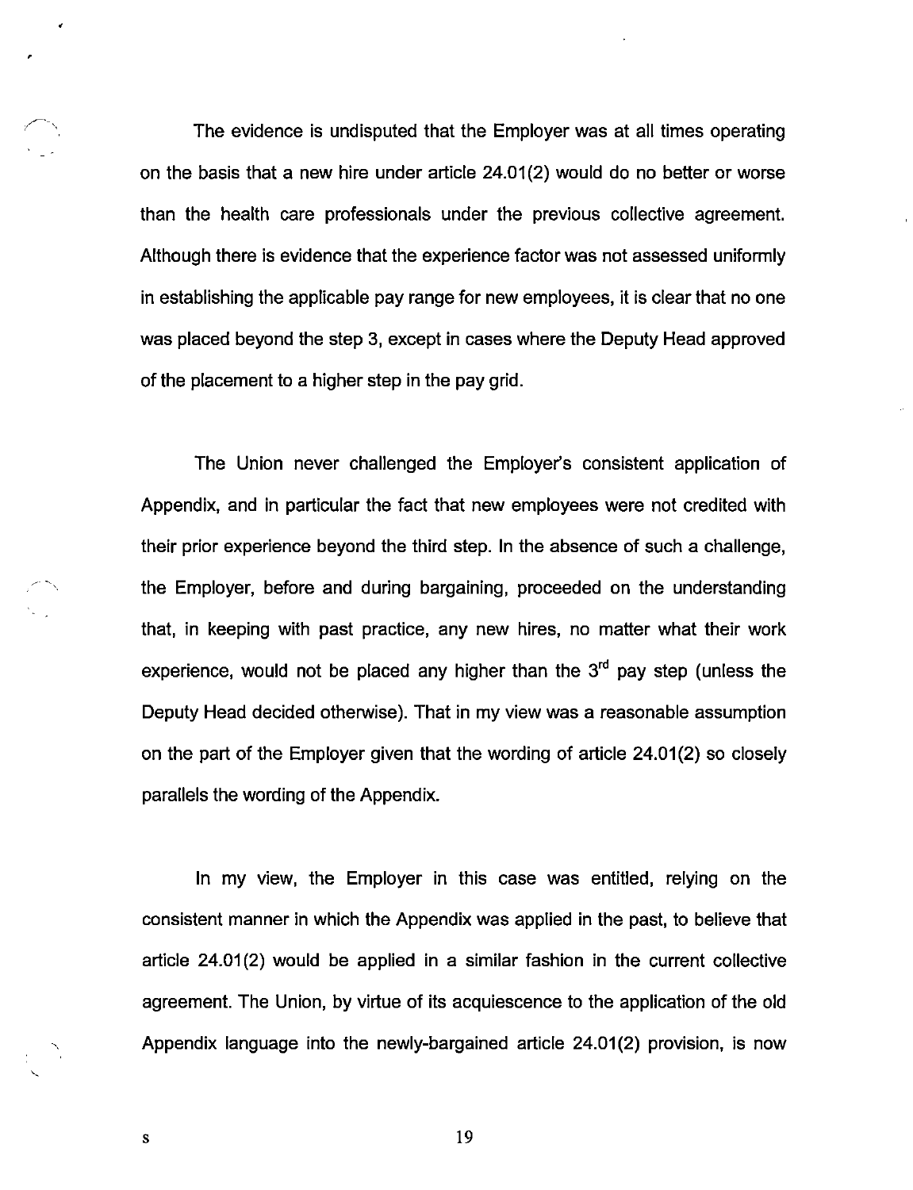The evidence is undisputed that the Employer was at all times operating on the basis that a new hire under article 24.01(2) would do no better or worse than the health care professionals under the previous collective agreement. Although there is evidence that the experience factor was not assessed uniformly in establishing the applicable pay range for new employees, it is clear that no one was placed beyond the step 3, except in cases where the Deputy Head approved of the placement to a higher step in the pay grid.

The Union never challenged the Employer's consistent application of Appendix, and in particular the fact that new employees were not credited with their prior experience beyond the third step. In the absence of such a challenge, the Employer, before and during bargaining, proceeded on the understanding that, in keeping with past practice, any new hires, no matter what their work experience, would not be placed any higher than the 3rd pay step (unless the Deputy Head decided otherwise). That in my view was a reasonable assumption on the part of the Employer given that the wording of article 24.01(2) so closely parallels the wording of the Appendix.

In my view, the Employer in this case was entitled, relying on the consistent manner in which the Appendix was applied in the past, to believe that article 24.01(2) would be applied in a similar fashion in the current collective agreement. The Union, by virtue of its acquiescence to the application of the old Appendix language into the newly-bargained article 24.01(2) provision, is now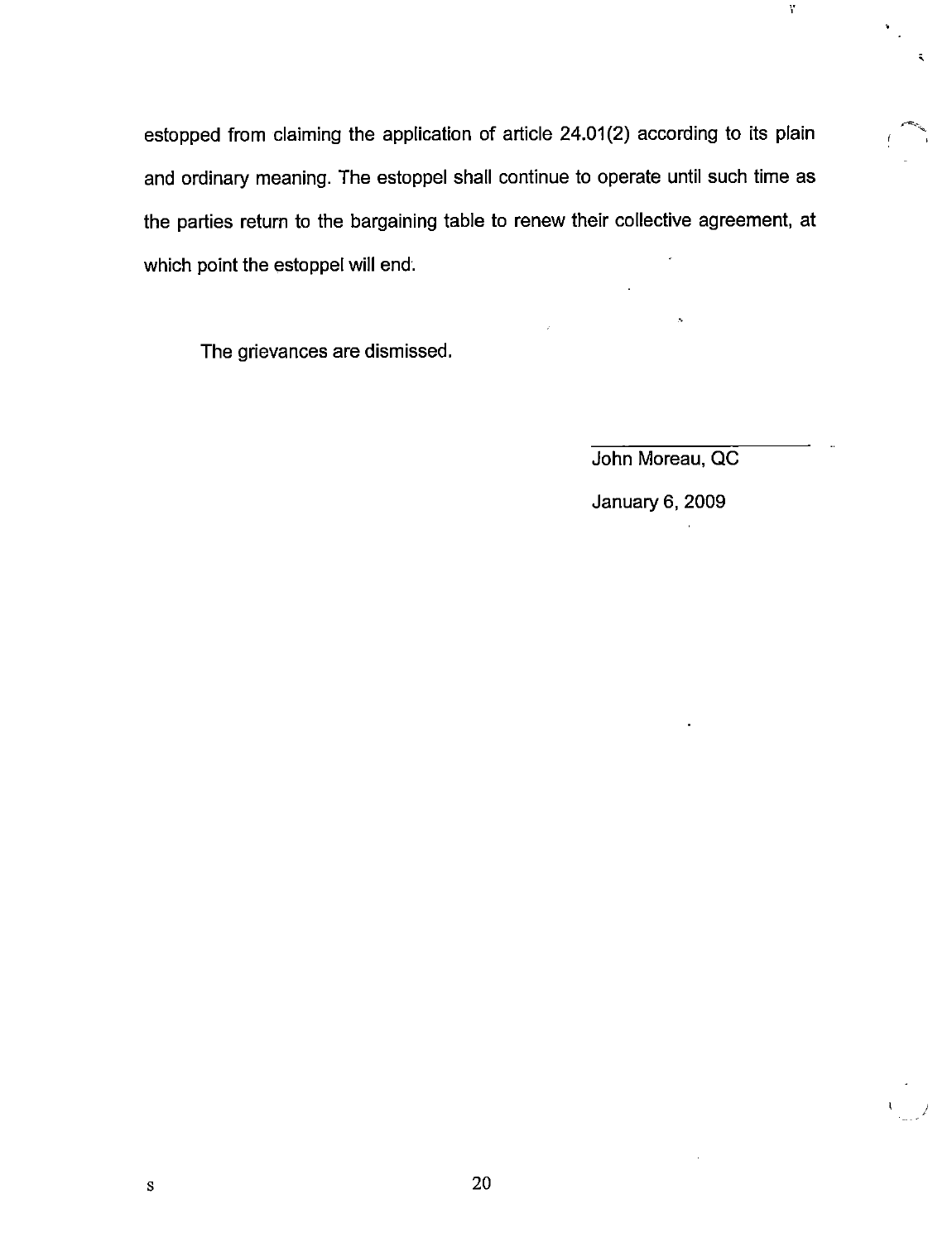estopped from claiming the application of article 24.01(2) according to its plain and ordinary meaning. The estoppel shall continue to operate until such time as the parties return to the bargaining table to renew their collective agreement, at which point the estoppel will end.

The grievances are dismissed.

John Moreau, QC

January 6, 2009